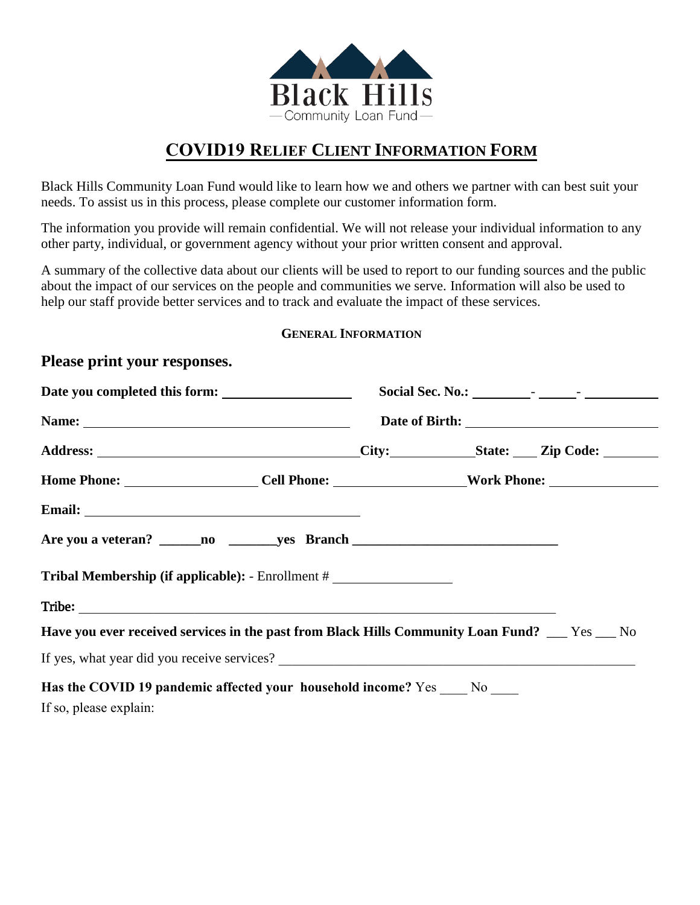Black Hills
Community Loan Fund

# COVID19 RELIEF CLIENT INFORMATION FORM

Black Hills Community Loan Fund would like to learn how we and others we partner with can best suit your needs. To assist us in this process, please complete our customer information form.

The information you provide will remain confidential. We will not release your individual information to any other party, individual, or government agency without your prior written consent and approval.

A summary of the collective data about our clients will be used to report to our funding sources and the public about the impact of our services on the people and communities we serve. Information will also be used to help our staff provide better services and to track and evaluate the impact of these services.

## GENERAL INFORMATION

### Please print your responses.

**Date you completed this form:** ____________________ **Social Sec. No.:** ________- ______- __________

**Name:** ________________________________________ **Date of Birth:** ____________________________

**Address:** ________________________________________ **City:** ____________ **State:** ____ **Zip Code:** ________

**Home Phone:** ____________________ **Cell Phone:** ____________________ **Work Phone:** ________________

**Email:** ________________________________________

**Are you a veteran? ______no _______yes Branch** ______________________________

**Tribal Membership (if applicable):** - Enrollment # __________________

**Tribe:** ____________________________________________________________________

**Have you ever received services in the past from Black Hills Community Loan Fund?** ___ Yes ___ No

If yes, what year did you receive services? ______________________________________________________

**Has the COVID 19 pandemic affected your household income?** Yes ____ No ____

If so, please explain: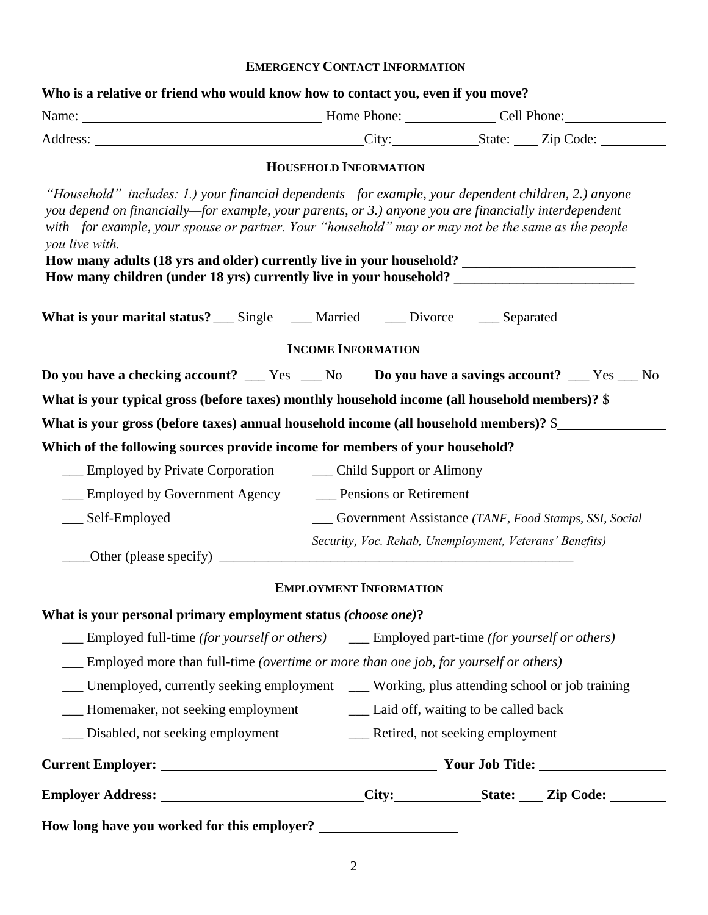## EMERGENCY CONTACT INFORMATION

**Who is a relative or friend who would know how to contact you, even if you move?**

Name: ______________________ Home Phone: __________ Cell Phone: __________

Address: ______________________ City: __________ State: ____ Zip Code: ________

## HOUSEHOLD INFORMATION

*"Household" includes: 1.) your financial dependents—for example, your dependent children, 2.) anyone you depend on financially—for example, your parents, or 3.) anyone you are financially interdependent with—for example, your spouse or partner. Your "household" may or may not be the same as the people you live with.*

**How many adults (18 yrs and older) currently live in your household?** ______________________

**How many children (under 18 yrs) currently live in your household?** ______________________

**What is your marital status?** ___ Single ___ Married ___ Divorce ___ Separated

## INCOME INFORMATION

**Do you have a checking account?** ___ Yes ___ No **Do you have a savings account?** ___ Yes ___ No

**What is your typical gross (before taxes) monthly household income (all household members)?** $________

**What is your gross (before taxes) annual household income (all household members)?** $__________

**Which of the following sources provide income for members of your household?**

___ Employed by Private Corporation

___ Child Support or Alimony

___ Employed by Government Agency

___ Pensions or Retirement

___ Self-Employed

___ Government Assistance *(TANF, Food Stamps, SSI, Social Security, Voc. Rehab, Unemployment, Veterans' Benefits)*

____Other (please specify) ______________________________________________

## EMPLOYMENT INFORMATION

**What is your personal primary employment status *(choose one)*?**

___ Employed full-time *(for yourself or others)*

___ Employed part-time *(for yourself or others)*

___ Employed more than full-time *(overtime or more than one job, for yourself or others)*

___ Unemployed, currently seeking employment

___ Working, plus attending school or job training

___ Homemaker, not seeking employment

___ Laid off, waiting to be called back

___ Disabled, not seeking employment

___ Retired, not seeking employment

**Current Employer:** ______________________ **Your Job Title:** ______________

**Employer Address:** ______________________ **City:** __________ **State:** ____ **Zip Code:** ________

**How long have you worked for this employer?** ______________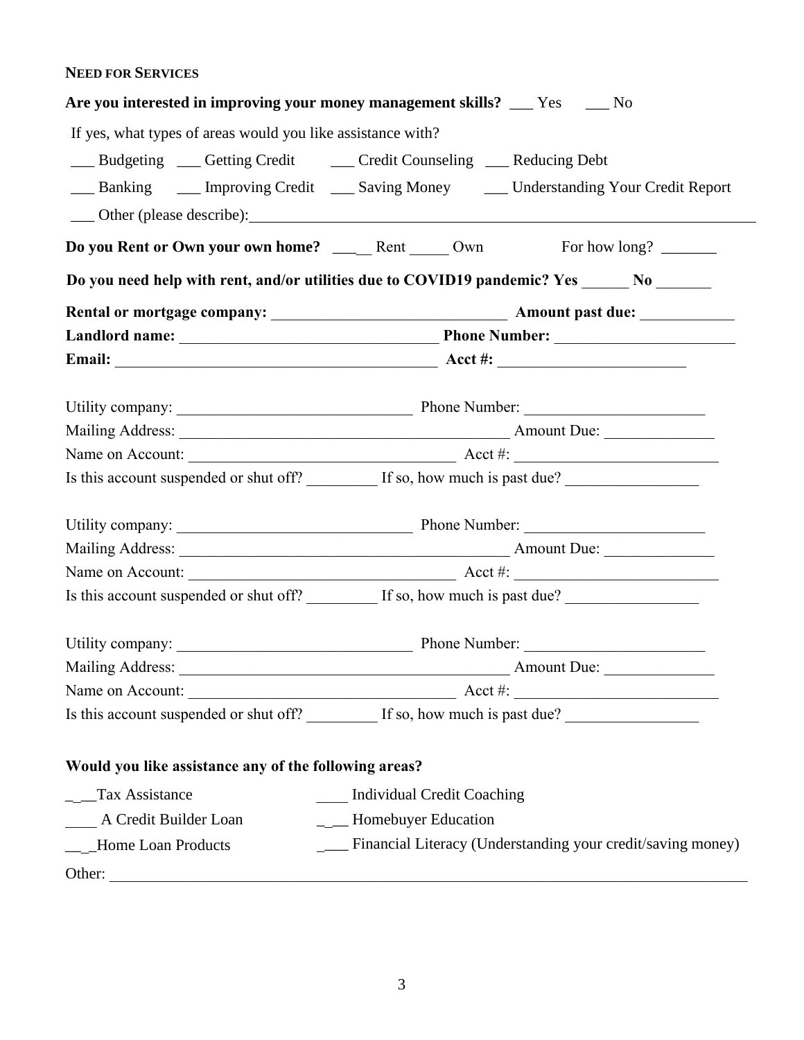**NEED FOR SERVICES**

**Are you interested in improving your money management skills?** ___ Yes ___ No

If yes, what types of areas would you like assistance with?

___ Budgeting ___ Getting Credit ___ Credit Counseling ___ Reducing Debt

___ Banking ___ Improving Credit ___ Saving Money ___ Understanding Your Credit Report

___ Other (please describe):______________________________________________________________

**Do you Rent or Own your own home?** ___ Rent _____ Own For how long? _______

**Do you need help with rent, and/or utilities due to COVID19 pandemic? Yes** ______ **No** _______

**Rental or mortgage company:** ______________________________ **Amount past due:** ___________

**Landlord name:** _________________________________ **Phone Number:** _______________________

**Email:** ________________________________________ **Acct #:** ________________________

Utility company: ______________________________ Phone Number: _______________________

Mailing Address: __________________________________________ Amount Due: ______________

Name on Account: __________________________________ Acct #: __________________________

Is this account suspended or shut off? _________ If so, how much is past due? _________________

Utility company: ______________________________ Phone Number: _______________________

Mailing Address: __________________________________________ Amount Due: ______________

Name on Account: __________________________________ Acct #: __________________________

Is this account suspended or shut off? _________ If so, how much is past due? _________________

Utility company: ______________________________ Phone Number: _______________________

Mailing Address: __________________________________________ Amount Due: ______________

Name on Account: __________________________________ Acct #: __________________________

Is this account suspended or shut off? _________ If so, how much is past due? _________________

**Would you like assistance any of the following areas?**

___Tax Assistance ____ Individual Credit Coaching

____ A Credit Builder Loan ___ Homebuyer Education

___Home Loan Products ____ Financial Literacy (Understanding your credit/saving money)

Other: _______________________________________________________________________________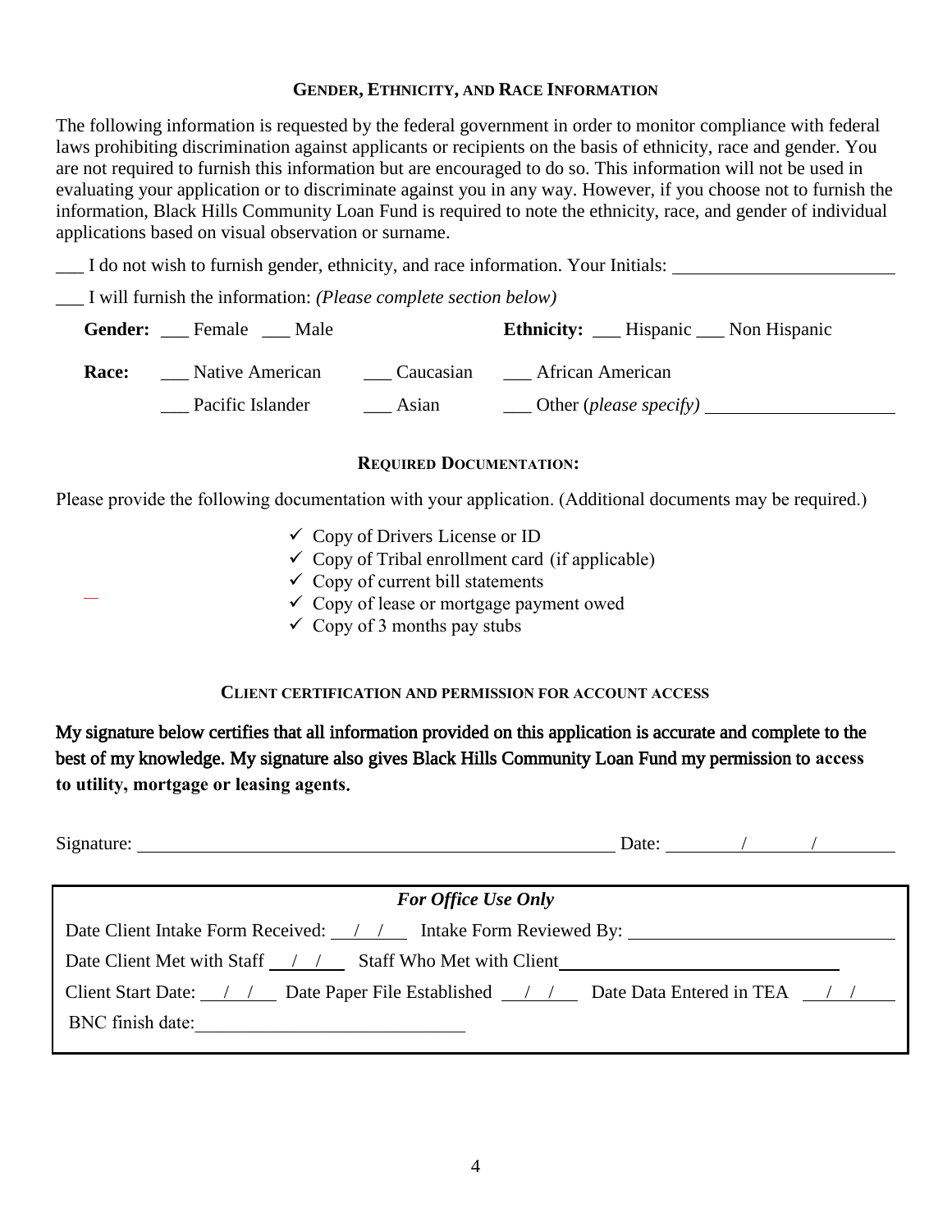## GENDER, ETHNICITY, AND RACE INFORMATION

The following information is requested by the federal government in order to monitor compliance with federal laws prohibiting discrimination against applicants or recipients on the basis of ethnicity, race and gender. You are not required to furnish this information but are encouraged to do so. This information will not be used in evaluating your application or to discriminate against you in any way. However, if you choose not to furnish the information, Black Hills Community Loan Fund is required to note the ethnicity, race, and gender of individual applications based on visual observation or surname.

___ I do not wish to furnish gender, ethnicity, and race information. Your Initials: ________________________

___ I will furnish the information: *(Please complete section below)*

**Gender:** ___ Female ___ Male **Ethnicity:** ___ Hispanic ___ Non Hispanic

**Race:** ___ Native American ___ Caucasian ___ African American

___ Pacific Islander ___ Asian ___ Other (*please specify)* ____________________

## REQUIRED DOCUMENTATION:

Please provide the following documentation with your application. (Additional documents may be required.)

- ✓ Copy of Drivers License or ID
- ✓ Copy of Tribal enrollment card (if applicable)
- ✓ Copy of current bill statements
- ✓ Copy of lease or mortgage payment owed
- ✓ Copy of 3 months pay stubs

## CLIENT CERTIFICATION AND PERMISSION FOR ACCOUNT ACCESS

**My signature below certifies that all information provided on this application is accurate and complete to the best of my knowledge. My signature also gives Black Hills Community Loan Fund my permission to access to utility, mortgage or leasing agents.**

Signature: ____________________________________________________ Date: ______/______/______

| *For Office Use Only* |
|---|
| Date Client Intake Form Received: __/__/__ Intake Form Reviewed By: ____________________ |
| Date Client Met with Staff __/__/__ Staff Who Met with Client ____________________ |
| Client Start Date: __/__/__ Date Paper File Established __/__/__ Date Data Entered in TEA __/__/__ |
| BNC finish date: ____________________ |